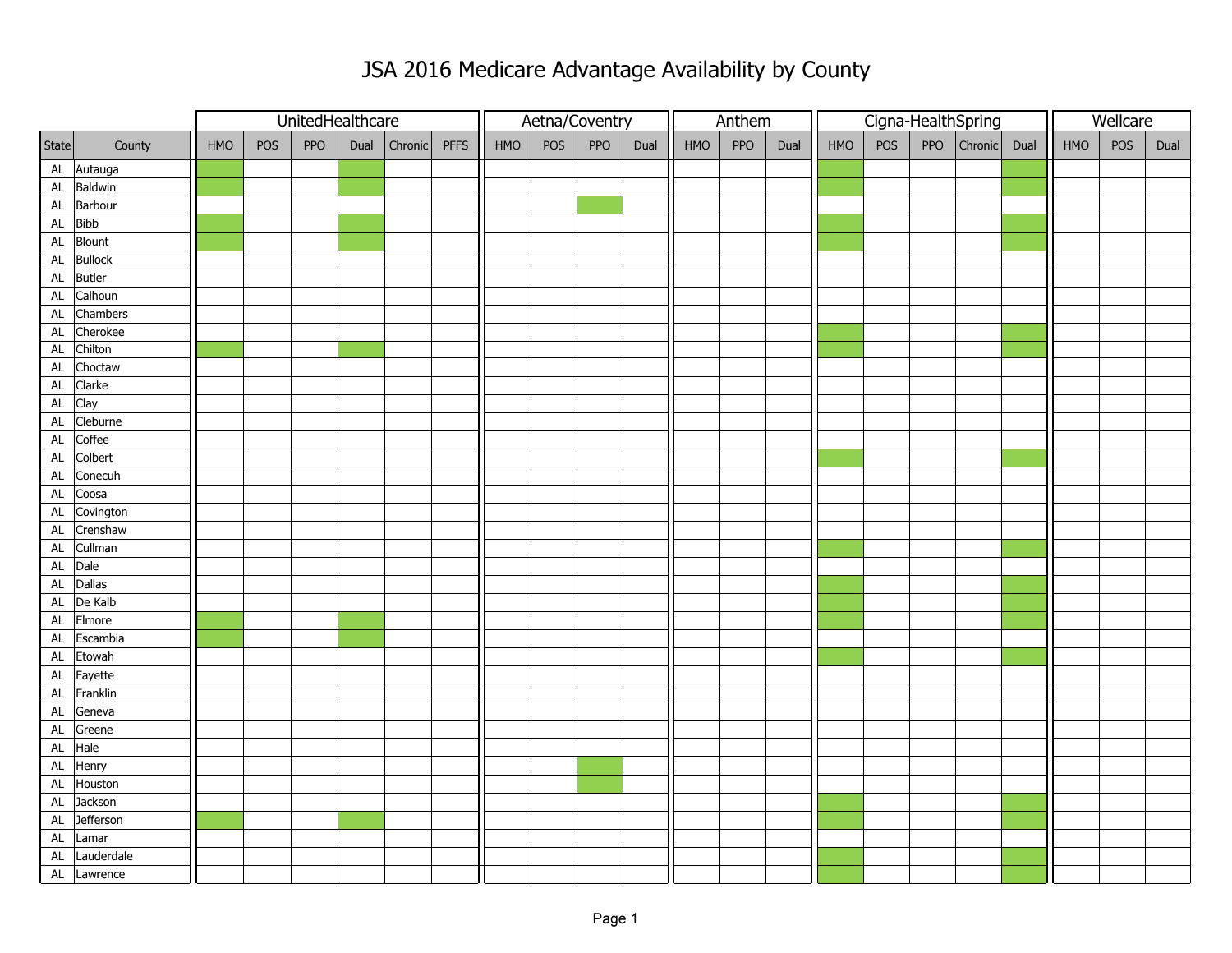# JSA 2016 Medicare Advantage Availability by County

Shaded (green) cells in the original indicating availability are shown as X.

| | | UnitedHealthcare | | | | | | Aetna/Coventry | | | | Anthem | | | Cigna-HealthSpring | | | | | Wellcare | | |
|---|---|---|---|---|---|---|---|---|---|---|---|---|---|---|---|---|---|---|---|---|---|---|
| State | County | HMO | POS | PPO | Dual | Chronic | PFFS | HMO | POS | PPO | Dual | HMO | PPO | Dual | HMO | POS | PPO | Chronic | Dual | HMO | POS | Dual |
| AL | Autauga | X | | | X | | | | | | | | | | X | | | | X | | | |
| AL | Baldwin | X | | | X | | | | | | | | | | X | | | | X | | | |
| AL | Barbour | | | | | | | | | X | | | | | | | | | | | | |
| AL | Bibb | X | | | X | | | | | | | | | | X | | | | X | | | |
| AL | Blount | X | | | X | | | | | | | | | | X | | | | X | | | |
| AL | Bullock | | | | | | | | | | | | | | | | | | | | | |
| AL | Butler | | | | | | | | | | | | | | | | | | | | | |
| AL | Calhoun | | | | | | | | | | | | | | | | | | | | | |
| AL | Chambers | | | | | | | | | | | | | | | | | | | | | |
| AL | Cherokee | | | | | | | | | | | | | | X | | | | X | | | |
| AL | Chilton | X | | | X | | | | | | | | | | X | | | | X | | | |
| AL | Choctaw | | | | | | | | | | | | | | | | | | | | | |
| AL | Clarke | | | | | | | | | | | | | | | | | | | | | |
| AL | Clay | | | | | | | | | | | | | | | | | | | | | |
| AL | Cleburne | | | | | | | | | | | | | | | | | | | | | |
| AL | Coffee | | | | | | | | | | | | | | | | | | | | | |
| AL | Colbert | | | | | | | | | | | | | | X | | | | X | | | |
| AL | Conecuh | | | | | | | | | | | | | | | | | | | | | |
| AL | Coosa | | | | | | | | | | | | | | | | | | | | | |
| AL | Covington | | | | | | | | | | | | | | | | | | | | | |
| AL | Crenshaw | | | | | | | | | | | | | | | | | | | | | |
| AL | Cullman | | | | | | | | | | | | | | X | | | | X | | | |
| AL | Dale | | | | | | | | | | | | | | | | | | | | | |
| AL | Dallas | | | | | | | | | | | | | | X | | | | X | | | |
| AL | De Kalb | | | | | | | | | | | | | | X | | | | X | | | |
| AL | Elmore | X | | | X | | | | | | | | | | X | | | | X | | | |
| AL | Escambia | X | | | X | | | | | | | | | | | | | | | | | |
| AL | Etowah | | | | | | | | | | | | | | X | | | | X | | | |
| AL | Fayette | | | | | | | | | | | | | | | | | | | | | |
| AL | Franklin | | | | | | | | | | | | | | | | | | | | | |
| AL | Geneva | | | | | | | | | | | | | | | | | | | | | |
| AL | Greene | | | | | | | | | | | | | | | | | | | | | |
| AL | Hale | | | | | | | | | | | | | | | | | | | | | |
| AL | Henry | | | | | | | | | X | | | | | | | | | | | | |
| AL | Houston | | | | | | | | | X | | | | | | | | | | | | |
| AL | Jackson | | | | | | | | | | | | | | X | | | | X | | | |
| AL | Jefferson | X | | | X | | | | | | | | | | X | | | | X | | | |
| AL | Lamar | | | | | | | | | | | | | | | | | | | | | |
| AL | Lauderdale | | | | | | | | | | | | | | X | | | | X | | | |
| AL | Lawrence | | | | | | | | | | | | | | X | | | | X | | | |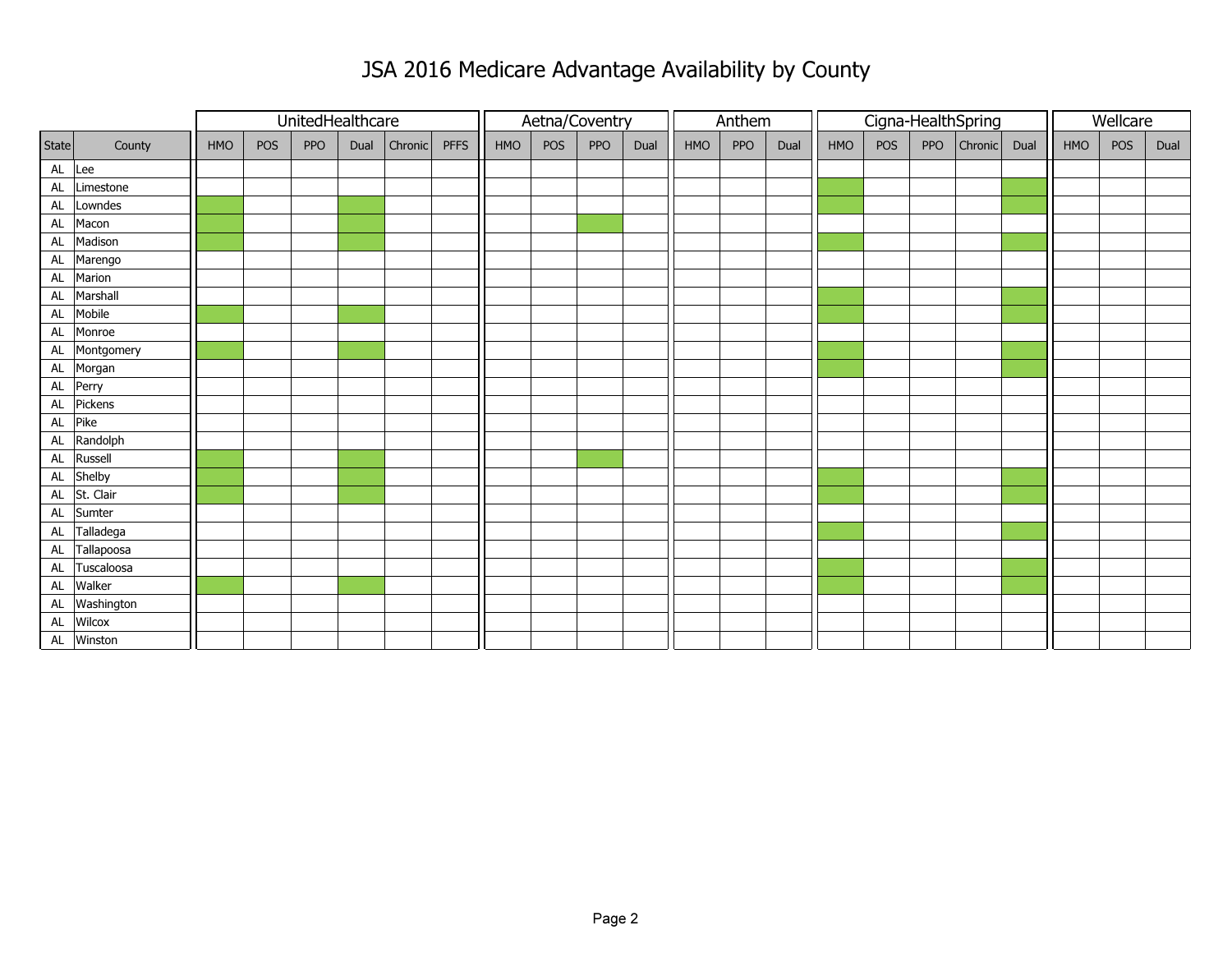# JSA 2016 Medicare Advantage Availability by County

| | | UnitedHealthcare | | | | | | Aetna/Coventry | | | | Anthem | | | Cigna-HealthSpring | | | | | Wellcare | | |
|---|---|---|---|---|---|---|---|---|---|---|---|---|---|---|---|---|---|---|---|---|---|---|
| State | County | HMO | POS | PPO | Dual | Chronic | PFFS | HMO | POS | PPO | Dual | HMO | PPO | Dual | HMO | POS | PPO | Chronic | Dual | HMO | POS | Dual |
| AL | Lee | | | | | | | | | | | | | | | | | | | | | |
| AL | Limestone | | | | | | | | | | | | | | X | | | | X | | | |
| AL | Lowndes | X | | | X | | | | | | | | | | X | | | | X | | | |
| AL | Macon | X | | | X | | | | | X | | | | | | | | | | | | |
| AL | Madison | X | | | X | | | | | | | | | | X | | | | X | | | |
| AL | Marengo | | | | | | | | | | | | | | | | | | | | | |
| AL | Marion | | | | | | | | | | | | | | | | | | | | | |
| AL | Marshall | | | | | | | | | | | | | | X | | | | X | | | |
| AL | Mobile | X | | | X | | | | | | | | | | X | | | | X | | | |
| AL | Monroe | | | | | | | | | | | | | | | | | | | | | |
| AL | Montgomery | X | | | X | | | | | | | | | | X | | | | X | | | |
| AL | Morgan | | | | | | | | | | | | | | X | | | | X | | | |
| AL | Perry | | | | | | | | | | | | | | | | | | | | | |
| AL | Pickens | | | | | | | | | | | | | | | | | | | | | |
| AL | Pike | | | | | | | | | | | | | | | | | | | | | |
| AL | Randolph | | | | | | | | | | | | | | | | | | | | | |
| AL | Russell | X | | | X | | | | | X | | | | | | | | | | | | |
| AL | Shelby | X | | | X | | | | | | | | | | X | | | | X | | | |
| AL | St. Clair | X | | | X | | | | | | | | | | X | | | | X | | | |
| AL | Sumter | | | | | | | | | | | | | | | | | | | | | |
| AL | Talladega | | | | | | | | | | | | | | X | | | | X | | | |
| AL | Tallapoosa | | | | | | | | | | | | | | | | | | | | | |
| AL | Tuscaloosa | | | | | | | | | | | | | | X | | | | X | | | |
| AL | Walker | X | | | X | | | | | | | | | | X | | | | X | | | |
| AL | Washington | | | | | | | | | | | | | | | | | | | | | |
| AL | Wilcox | | | | | | | | | | | | | | | | | | | | | |
| AL | Winston | | | | | | | | | | | | | | | | | | | | | |